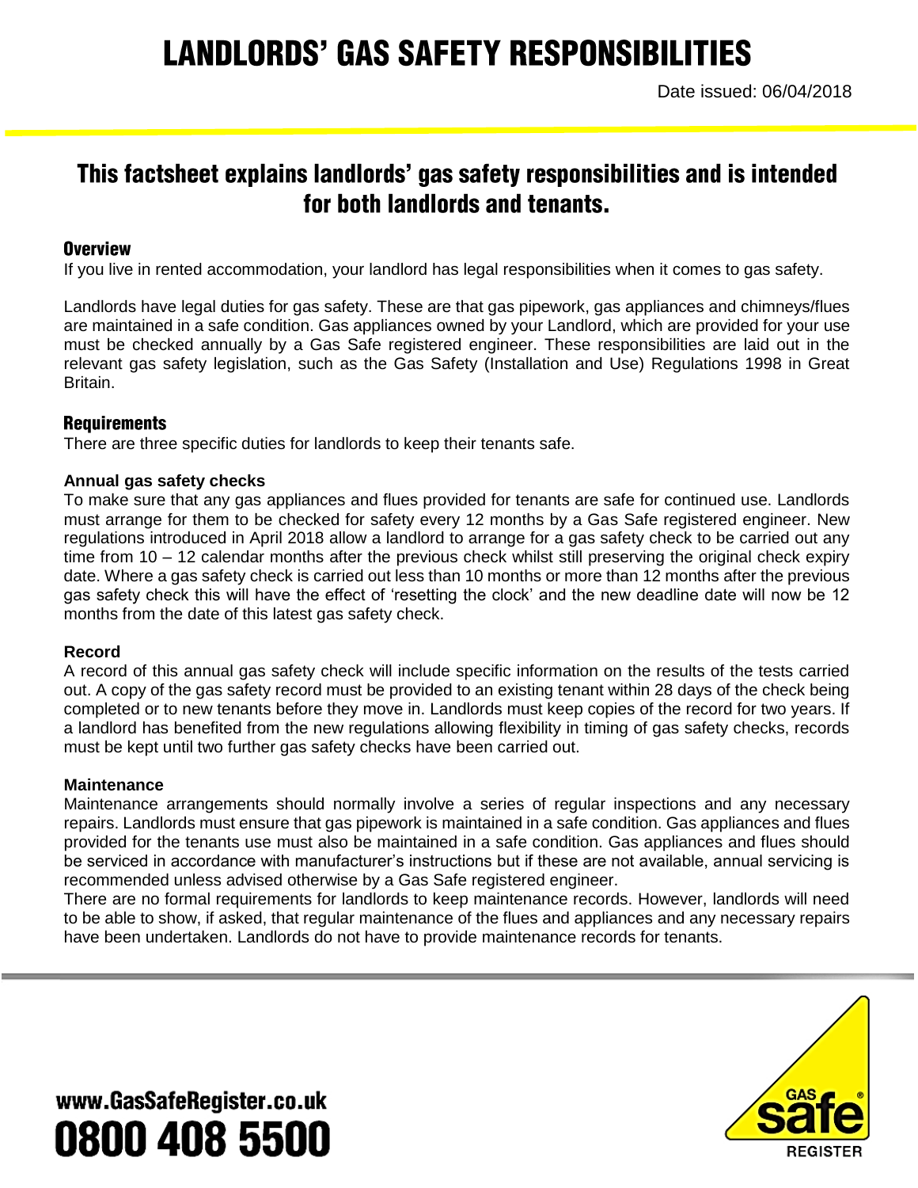# LANDLORDS' GAS SAFETY RESPONSIBILITIES

Date issued: 06/04/2018

## This factsheet explains landlords' gas safety responsibilities and is intended for both landlords and tenants.

### Overview

If you live in rented accommodation, your landlord has legal responsibilities when it comes to gas safety.

Landlords have legal duties for gas safety. These are that gas pipework, gas appliances and chimneys/flues are maintained in a safe condition. Gas appliances owned by your Landlord, which are provided for your use must be checked annually by a Gas Safe registered engineer. These responsibilities are laid out in the relevant gas safety legislation, such as the Gas Safety (Installation and Use) Regulations 1998 in Great Britain.

### Requirements

There are three specific duties for landlords to keep their tenants safe.

**Annual gas safety checks**

To make sure that any gas appliances and flues provided for tenants are safe for continued use. Landlords must arrange for them to be checked for safety every 12 months by a Gas Safe registered engineer. New regulations introduced in April 2018 allow a landlord to arrange for a gas safety check to be carried out any time from 10 – 12 calendar months after the previous check whilst still preserving the original check expiry date. Where a gas safety check is carried out less than 10 months or more than 12 months after the previous gas safety check this will have the effect of 'resetting the clock' and the new deadline date will now be 12 months from the date of this latest gas safety check.

**Record**

A record of this annual gas safety check will include specific information on the results of the tests carried out. A copy of the gas safety record must be provided to an existing tenant within 28 days of the check being completed or to new tenants before they move in. Landlords must keep copies of the record for two years. If a landlord has benefited from the new regulations allowing flexibility in timing of gas safety checks, records must be kept until two further gas safety checks have been carried out.

**Maintenance**

Maintenance arrangements should normally involve a series of regular inspections and any necessary repairs. Landlords must ensure that gas pipework is maintained in a safe condition. Gas appliances and flues provided for the tenants use must also be maintained in a safe condition. Gas appliances and flues should be serviced in accordance with manufacturer's instructions but if these are not available, annual servicing is recommended unless advised otherwise by a Gas Safe registered engineer.

There are no formal requirements for landlords to keep maintenance records. However, landlords will need to be able to show, if asked, that regular maintenance of the flues and appliances and any necessary repairs have been undertaken. Landlords do not have to provide maintenance records for tenants.

www.GasSafeRegister.co.uk
0800 408 5500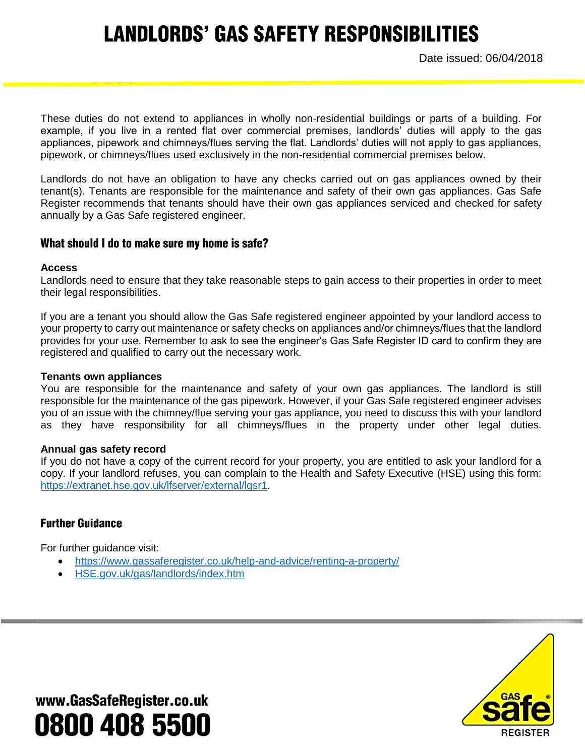These duties do not extend to appliances in wholly non-residential buildings or parts of a building. For example, if you live in a rented flat over commercial premises, landlords' duties will apply to the gas appliances, pipework and chimneys/flues serving the flat. Landlords' duties will not apply to gas appliances, pipework, or chimneys/flues used exclusively in the non-residential commercial premises below.

Landlords do not have an obligation to have any checks carried out on gas appliances owned by their tenant(s). Tenants are responsible for the maintenance and safety of their own gas appliances. Gas Safe Register recommends that tenants should have their own gas appliances serviced and checked for safety annually by a Gas Safe registered engineer.

## What should I do to make sure my home is safe?

**Access**

Landlords need to ensure that they take reasonable steps to gain access to their properties in order to meet their legal responsibilities.

If you are a tenant you should allow the Gas Safe registered engineer appointed by your landlord access to your property to carry out maintenance or safety checks on appliances and/or chimneys/flues that the landlord provides for your use. Remember to ask to see the engineer's Gas Safe Register ID card to confirm they are registered and qualified to carry out the necessary work.

**Tenants own appliances**

You are responsible for the maintenance and safety of your own gas appliances. The landlord is still responsible for the maintenance of the gas pipework. However, if your Gas Safe registered engineer advises you of an issue with the chimney/flue serving your gas appliance, you need to discuss this with your landlord as they have responsibility for all chimneys/flues in the property under other legal duties.

**Annual gas safety record**

If you do not have a copy of the current record for your property, you are entitled to ask your landlord for a copy. If your landlord refuses, you can complain to the Health and Safety Executive (HSE) using this form: https://extranet.hse.gov.uk/lfserver/external/lgsr1.

## Further Guidance

For further guidance visit:

- https://www.gassaferegister.co.uk/help-and-advice/renting-a-property/
- HSE.gov.uk/gas/landlords/index.htm

www.GasSafeRegister.co.uk
0800 408 5500